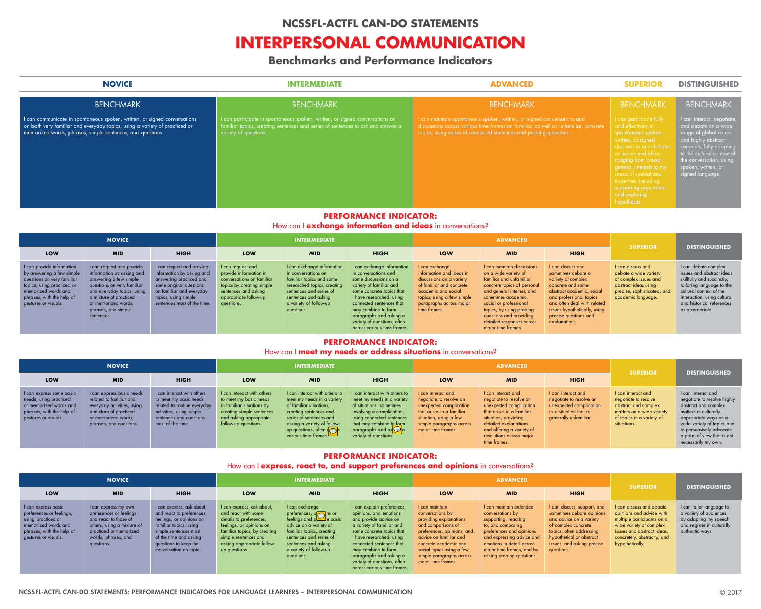# NCSSFL-ACTFL CAN-DO STATEMENTS

# INTERPERSONAL COMMUNICATION

## Benchmarks and Performance Indicators

| NOVICE | INTERMEDIATE | ADVANCED | SUPERIOR | DISTINGUISHED |
|---|---|---|---|---|
| **BENCHMARK** | **BENCHMARK** | **BENCHMARK** | **BENCHMARK** | **BENCHMARK** |
| I can communicate in spontaneous spoken, written, or signed conversations on both very familiar and everyday topics, using a variety of practiced or memorized words, phrases, simple sentences, and questions. | I can participate in spontaneous spoken, written, or signed conversations on familiar topics, creating sentences and series of sentences to ask and answer a variety of questions. | I can maintain spontaneous spoken, written, or signed conversations and discussions across various time frames on familiar, as well as unfamiliar, concrete topics, using series of connected sentences and probing questions. | I can participate fully and effectively in spontaneous spoken, written, or signed discussions and debates on issues and ideas ranging from broad general interests to my areas of specialized expertise, including supporting arguments and exploring hypotheses. | I can interact, negotiate, and debate on a wide range of global issues and highly abstract concepts, fully adapting to the cultural context of the conversation, using spoken, written, or signed language. |

### PERFORMANCE INDICATOR:
How can I **exchange information and ideas** in conversations?

| NOVICE | | | INTERMEDIATE | | | ADVANCED | | | SUPERIOR | DISTINGUISHED |
|---|---|---|---|---|---|---|---|---|---|---|
| LOW | MID | HIGH | LOW | MID | HIGH | LOW | MID | HIGH | | |
| I can provide information by answering a few simple questions on very familiar topics, using practiced or memorized words and phrases, with the help of gestures or visuals. | I can request and provide information by asking and answering a few simple questions on very familiar and everyday topics, using a mixture of practiced or memorized words, phrases, and simple sentences. | I can request and provide information by asking and answering practiced and some original questions on familiar and everyday topics, using simple sentences most of the time. | I can request and provide information in conversations on familiar topics by creating simple sentences and asking appropriate follow-up questions. | I can exchange information in conversations on familiar topics and some researched topics, creating sentences and series of sentences and asking a variety of follow-up questions. | I can exchange information in conversations and some discussions on a variety of familiar and some concrete topics that I have researched, using connected sentences that may combine to form paragraphs and asking a variety of questions, often across various time frames. | I can exchange information and ideas in discussions on a variety of familiar and concrete academic and social topics, using a few simple paragraphs across major time frames. | I can maintain discussions on a wide variety of familiar and unfamiliar concrete topics of personal and general interest, and sometimes academic, social or professional topics, by using probing questions and providing detailed responses across major time frames. | I can discuss and sometimes debate a variety of complex concrete and some abstract academic, social and professional topics and often deal with related issues hypothetically, using precise questions and explanations. | I can discuss and debate a wide variety of complex issues and abstract ideas using precise, sophisticated, and academic language. | I can debate complex issues and abstract ideas skillfully and succinctly, tailoring language to the cultural context of the interaction, using cultural and historical references as appropriate. |

### PERFORMANCE INDICATOR:
How can I **meet my needs or address situations** in conversations?

| NOVICE | | | INTERMEDIATE | | | ADVANCED | | | SUPERIOR | DISTINGUISHED |
|---|---|---|---|---|---|---|---|---|---|---|
| LOW | MID | HIGH | LOW | MID | HIGH | LOW | MID | HIGH | | |
| I can express some basic needs, using practiced or memorized words and phrases, with the help of gestures or visuals. | I can express basic needs related to familiar and everyday activities, using a mixture of practiced or memorized words, phrases, and questions. | I can interact with others to meet my basic needs related to routine everyday activities, using simple sentences and questions most of the time. | I can interact with others to meet my basic needs in familiar situations by creating simple sentences and asking appropriate follow-up questions. | I can interact with others to meet my needs in a variety of familiar situations, creating sentences and series of sentences and asking a variety of follow-up questions, often across various time frames. | I can interact with others to meet my needs in a variety of situations, sometimes involving a complication, using connected sentences that may combine to form paragraphs and asking a variety of questions. | I can interact and negotiate to resolve an unexpected complication that arises in a familiar situation, using a few simple paragraphs across major time frames. | I can interact and negotiate to resolve an unexpected complication that arises in a familiar situation, providing detailed explanations and offering a variety of resolutions across major time frames. | I can interact and negotiate to resolve an unexpected complication in a situation that is generally unfamiliar. | I can interact and negotiate to resolve abstract and complex matters on a wide variety of topics in a variety of situations. | I can interact and negotiate to resolve highly abstract and complex matters in culturally appropriate ways on a wide variety of topics and to persuasively advocate a point of view that is not necessarily my own. |

### PERFORMANCE INDICATOR:
How can I **express, react to, and support preferences and opinions** in conversations?

| NOVICE | | | INTERMEDIATE | | | ADVANCED | | | SUPERIOR | DISTINGUISHED |
|---|---|---|---|---|---|---|---|---|---|---|
| LOW | MID | HIGH | LOW | MID | HIGH | LOW | MID | HIGH | | |
| I can express basic preferences or feelings, using practiced or memorized words and phrases, with the help of gestures or visuals. | I can express my own preferences or feelings and react to those of others, using a mixture of practiced or memorized words, phrases, and questions. | I can express, ask about, and react to preferences, feelings, or opinions on familiar topics, using simple sentences most of the time and asking questions to keep the conversation on topic. | I can express, ask about, and react with some details to preferences, feelings, or opinions on familiar topics, by creating simple sentences and asking appropriate follow-up questions. | I can exchange preferences, opinions or feelings and provide basic advice on a variety of familiar topics, creating sentences and series of sentences and asking a variety of follow-up questions. | I can explain preferences, opinions, and emotions and provide advice on a variety of familiar and some concrete topics that I have researched, using connected sentences that may combine to form paragraphs and asking a variety of questions, often across various time frames. | I can maintain conversations by providing explanations and comparisons of preferences, opinions, and advice on familiar and concrete academic and social topics using a few simple paragraphs across major time frames. | I can maintain extended conversations by supporting, reacting to, and comparing preferences and opinions and expressing advice and emotions in detail across major time frames, and by asking probing questions. | I can discuss, support, and sometimes debate opinions and advice on a variety of complex concrete topics, often addressing hypothetical or abstract issues, and asking precise questions. | I can discuss and debate opinions and advice with multiple participants on a wide variety of complex issues and abstract ideas, concretely, abstractly, and hypothetically. | I can tailor language to a variety of audiences by adapting my speech and register in culturally authentic ways. |

NCSSFL-ACTFL CAN-DO STATEMENTS: PERFORMANCE INDICATORS FOR LANGUAGE LEARNERS – INTERPERSONAL COMMUNICATION

© 2017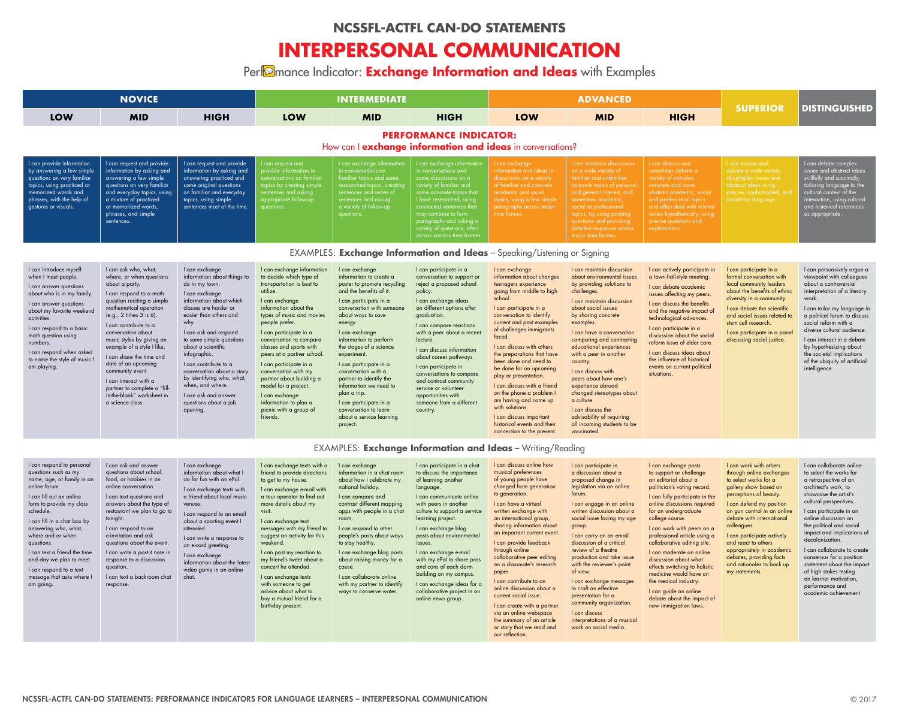# NCSSFL-ACTFL CAN-DO STATEMENTS

# INTERPERSONAL COMMUNICATION

Performance Indicator: **Exchange Information and Ideas** with Examples

| NOVICE | | | INTERMEDIATE | | | ADVANCED | | | SUPERIOR | DISTINGUISHED |
|---|---|---|---|---|---|---|---|---|---|---|
| LOW | MID | HIGH | LOW | MID | HIGH | LOW | MID | HIGH | | |

## PERFORMANCE INDICATOR:

How can I **exchange information and ideas** in conversations?

| Novice Low | Novice Mid | Novice High | Intermediate Low | Intermediate Mid | Intermediate High | Advanced Low | Advanced Mid | Advanced High | Superior | Distinguished |
|---|---|---|---|---|---|---|---|---|---|---|
| I can provide information by answering a few simple questions on very familiar topics, using practiced or memorized words and phrases, with the help of gestures or visuals. | I can request and provide information by asking and answering a few simple questions on very familiar and everyday topics, using a mixture of practiced or memorized words, phrases, and simple sentences. | I can request and provide information by asking and answering practiced and some original questions on familiar and everyday topics, using simple sentences most of the time. | I can request and provide information in conversations on familiar topics by creating simple sentences and asking appropriate follow-up questions. | I can exchange information in conversations on familiar topics and some researched topics, creating sentences and series of sentences and asking a variety of follow-up questions. | I can exchange information in conversations and some discussions on a variety of familiar and some concrete topics that I have researched, using connected sentences that may combine to form paragraphs and asking a variety of questions, often across various time frames. | I can exchange information and ideas in discussions on a variety of familiar and concrete academic and social topics, using a few simple paragraphs across major time frames. | I can maintain discussions on a wide variety of familiar and unfamiliar concrete topics of personal and general interest, and sometimes academic, social or professional topics, by using probing questions and providing detailed responses across major time frames. | I can discuss and sometimes debate a variety of complex concrete and some abstract academic, social and professional topics and often deal with related issues hypothetically, using precise questions and explanations. | I can discuss and debate a wide variety of complex issues and abstract ideas using precise, sophisticated, and academic language. | I can debate complex issues and abstract ideas skillfully and succinctly, tailoring language to the cultural context of the interaction, using cultural and historical references as appropriate. |

## EXAMPLES: Exchange Information and Ideas – Speaking/Listening or Signing

| Novice Low | Novice Mid | Novice High | Intermediate Low | Intermediate Mid | Intermediate High | Advanced Low | Advanced Mid | Advanced High | Superior | Distinguished |
|---|---|---|---|---|---|---|---|---|---|---|
| I can introduce myself when I meet people.<br>I can answer questions about who is in my family.<br>I can answer questions about my favorite weekend activities.<br>I can respond to a basic math question using numbers.<br>I can respond when asked to name the style of music I am playing. | I can ask who, what, where, or when questions about a party.<br>I can respond to a math question reciting a simple mathematical operation (e.g., 2 times 3 is 6).<br>I can contribute to a conversation about music styles by giving an example of a style I like.<br>I can share the time and date of an upcoming community event.<br>I can interact with a partner to complete a "fill-in-the-blank" worksheet in a science class. | I can exchange information about things to do in my town.<br>I can exchange information about which classes are harder or easier than others and why.<br>I can ask and respond to some simple questions about a scientific infographic.<br>I can contribute to a conversation about a story by identifying who, what, when, and where.<br>I can ask and answer questions about a job opening. | I can exchange information to decide which type of transportation is best to utilize.<br>I can exchange information about the types of music and movies people prefer.<br>I can participate in a conversation to compare classes and sports with peers at a partner school.<br>I can participate in a conversation with my partner about building a model for a project.<br>I can exchange information to plan a picnic with a group of friends. | I can exchange information to create a poster to promote recycling and the benefits of it.<br>I can participate in a conversation with someone about ways to save energy.<br>I can exchange information to perform the stages of a science experiment.<br>I can participate in a conversation with a partner to identify the information we need to plan a trip.<br>I can participate in a conversation to learn about a service learning project. | I can participate in a conversation to support or reject a proposed school policy.<br>I can exchange ideas on different options after graduation.<br>I can compare reactions with a peer about a recent lecture.<br>I can discuss information about career pathways.<br>I can participate in conversations to compare and contrast community service or volunteer opportunities with someone from a different country. | I can exchange information about changes teenagers experience going from middle to high school.<br>I can participate in a conversation to identify current and past examples of challenges immigrants faced.<br>I can discuss with others the preparations that have been done and need to be done for an upcoming play or presentation.<br>I can discuss with a friend on the phone a problem I am having and come up with solutions.<br>I can discuss important historical events and their connection to the present. | I can maintain discussion about environmental issues by providing solutions to challenges.<br>I can maintain discussion about social issues by sharing concrete examples.<br>I can have a conversation comparing and contrasting educational experiences with a peer in another country.<br>I can discuss with peers about how one's experience abroad changed stereotypes about a culture.<br>I can discuss the advisability of requiring all incoming students to be vaccinated. | I can actively participate in a town-hall-style meeting.<br>I can debate academic issues affecting my peers.<br>I can discuss the benefits and the negative impact of technological advances.<br>I can participate in a discussion about the social reform issue of elder care.<br>I can discuss ideas about the influence of historical events on current political situations. | I can participate in a formal conversation with local community leaders about the benefits of ethnic diversity in a community.<br>I can debate the scientific and social issues related to stem cell research.<br>I can participate in a panel discussing social justice. | I can persuasively argue a viewpoint with colleagues about a controversial interpretation of a literary work.<br>I can tailor my language in a political forum to discuss social reform with a diverse cultural audience.<br>I can interact in a debate by hypothesizing about the societal implications of the ubiquity of artificial intelligence. |

## EXAMPLES: Exchange Information and Ideas – Writing/Reading

| Novice Low | Novice Mid | Novice High | Intermediate Low | Intermediate Mid | Intermediate High | Advanced Low | Advanced Mid | Advanced High | Superior | Distinguished |
|---|---|---|---|---|---|---|---|---|---|---|
| I can respond to personal questions such as my name, age, or family in an online forum.<br>I can fill out an online form to provide my class schedule.<br>I can fill in a chat box by answering who, what, where and or when questions.<br>I can text a friend the time and day we plan to meet.<br>I can respond to a text message that asks where I am going. | I can ask and answer questions about school, food, or hobbies in an online conversation.<br>I can text questions and answers about the type of restaurant we plan to go to tonight.<br>I can respond to an e-invitation and ask questions about the event.<br>I can write a post-it note in response to a discussion question.<br>I can text a backroom chat response. | I can exchange information about what I do for fun with an ePal.<br>I can exchange texts with a friend about local music venues.<br>I can respond to an email about a sporting event I attended.<br>I can write a response to an e-card greeting.<br>I can exchange information about the latest video game in an online chat. | I can exchange texts with a friend to provide directions to get to my house.<br>I can exchange e-mail with a tour operator to find out more details about my visit.<br>I can exchange text messages with my friend to suggest an activity for this weekend.<br>I can post my reaction to my friend's tweet about a concert he attended.<br>I can exchange texts with someone to get advice about what to buy a mutual friend for a birthday present. | I can exchange information in a chat room about how I celebrate my national holiday.<br>I can compare and contrast different mapping apps with people in a chat room.<br>I can respond to other people's posts about ways to stay healthy.<br>I can exchange blog posts about raising money for a cause.<br>I can collaborate online with my partner to identify ways to conserve water. | I can participate in a chat to discuss the importance of learning another language.<br>I can communicate online with peers in another culture to support a service learning project.<br>I can exchange blog posts about environmental issues.<br>I can exchange e-mail with my ePal to share pros and cons of each dorm building on my campus.<br>I can exchange ideas for a collaborative project in an online news group. | I can discuss online how musical preferences of young people have changed from generation to generation.<br>I can have a virtual written exchange with an international group, sharing information about an important current event.<br>I can provide feedback through online collaborative peer editing on a classmate's research paper.<br>I can contribute to an online discussion about a current social issue.<br>I can create with a partner via an online webspace the summary of an article or story that we read and our reflection. | I can participate in a discussion about a proposed change in legislation via an online forum.<br>I can engage in an online written discussion about a social issue facing my age group.<br>I can carry on an email discussion of a critical review of a theatre production and take issue with the reviewer's point of view.<br>I can exchange messages to craft an effective presentation for a community organization.<br>I can discuss interpretations of a musical work on social media. | I can exchange posts to support or challenge an editorial about a politician's voting record.<br>I can fully participate in the online discussions required for an undergraduate college course.<br>I can work with peers on a professional article using a collaborative editing site.<br>I can moderate an online discussion about what effects switching to holistic medicine would have on the medical industry.<br>I can guide an online debate about the impact of new immigration laws. | I can work with others through online exchanges to select works for a gallery show based on perceptions of beauty.<br>I can defend my position on gun control in an online debate with international colleagues.<br>I can participate actively and react to others appropriately in academic debates, providing facts and rationales to back up my statements. | I can collaborate online to select the works for a retrospective of an architect's work, to showcase the artist's cultural perspectives.<br>I can participate in an online discussion on the political and social impact and implications of decolonization.<br>I can collaborate to create consensus for a position statement about the impact of high stakes testing on learner motivation, performance and academic achievement. |

NCSSFL-ACTFL CAN-DO STATEMENTS: PERFORMANCE INDICATORS FOR LANGUAGE LEARNERS – INTERPERSONAL COMMUNICATION

© 2017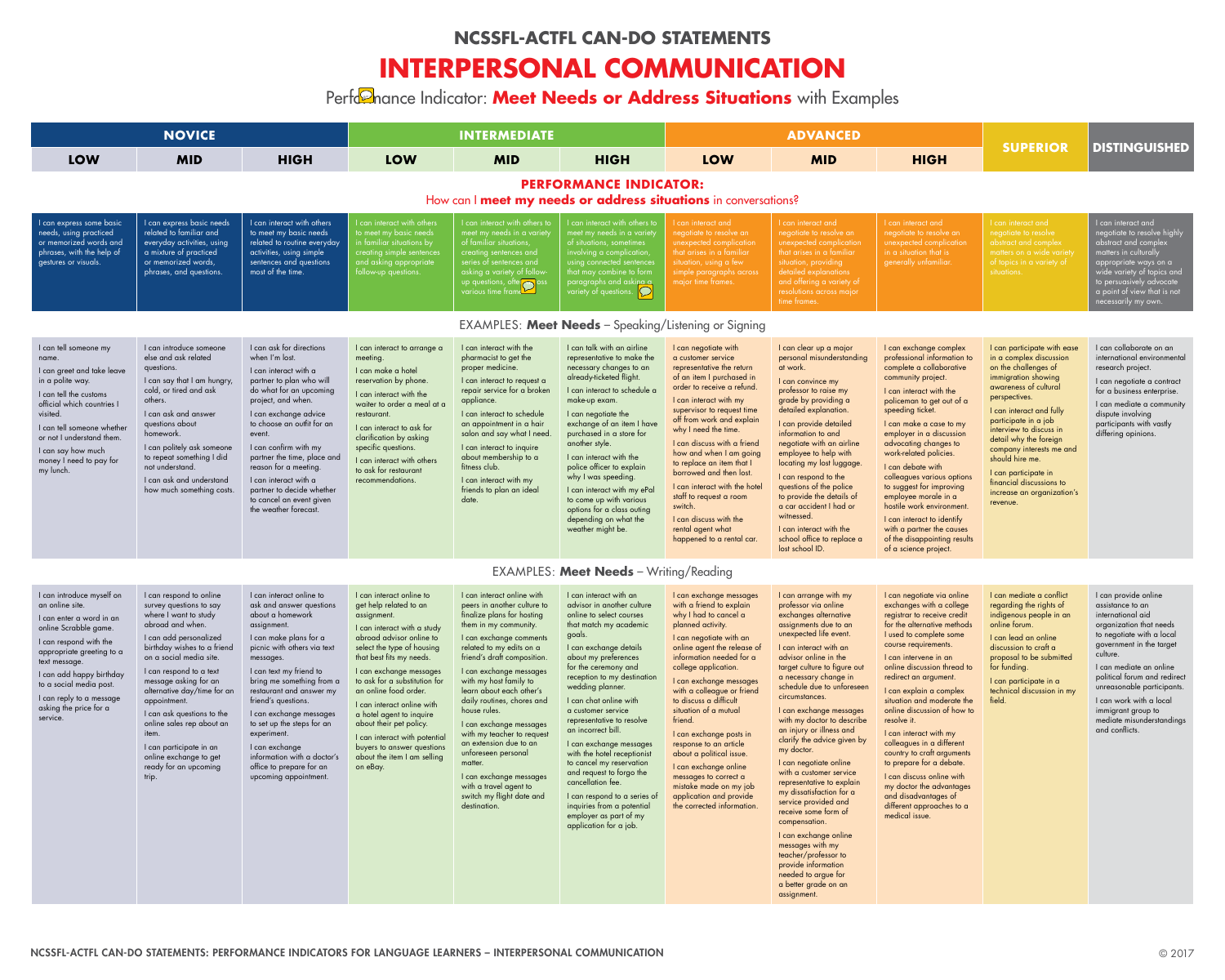# NCSSFL-ACTFL CAN-DO STATEMENTS

# INTERPERSONAL COMMUNICATION

Performance Indicator: **Meet Needs or Address Situations** with Examples

| NOVICE | | | INTERMEDIATE | | | ADVANCED | | | SUPERIOR | DISTINGUISHED |
|---|---|---|---|---|---|---|---|---|---|---|
| LOW | MID | HIGH | LOW | MID | HIGH | LOW | MID | HIGH | | |

**PERFORMANCE INDICATOR:**

How can I **meet my needs or address situations** in conversations?

| Novice Low | Novice Mid | Novice High | Intermediate Low | Intermediate Mid | Intermediate High | Advanced Low | Advanced Mid | Advanced High | Superior | Distinguished |
|---|---|---|---|---|---|---|---|---|---|---|
| I can express some basic needs, using practiced or memorized words and phrases, with the help of gestures or visuals. | I can express basic needs related to familiar and everyday activities, using a mixture of practiced or memorized words, phrases, and questions. | I can interact with others to meet my basic needs related to routine everyday activities, using simple sentences and questions most of the time. | I can interact with others to meet my basic needs in familiar situations by creating simple sentences and asking appropriate follow-up questions. | I can interact with others to meet my needs in a variety of familiar situations, creating sentences and series of sentences and asking a variety of follow-up questions, often across various time frames. | I can interact with others to meet my needs in a variety of situations, sometimes involving a complication, using connected sentences that may combine to form paragraphs and asking a variety of questions. | I can interact and negotiate to resolve an unexpected complication that arises in a familiar situation, using a few simple paragraphs across major time frames. | I can interact and negotiate to resolve an unexpected complication that arises in a familiar situation, providing detailed explanations and offering a variety of resolutions across major time frames. | I can interact and negotiate to resolve an unexpected complication in a situation that is generally unfamiliar. | I can interact and negotiate to resolve abstract and complex matters on a wide variety of topics in a variety of situations. | I can interact and negotiate to resolve highly abstract and complex matters in culturally appropriate ways on a wide variety of topics and to persuasively advocate a point of view that is not necessarily my own. |

EXAMPLES: **Meet Needs** – Speaking/Listening or Signing

| Novice Low | Novice Mid | Novice High | Intermediate Low | Intermediate Mid | Intermediate High | Advanced Low | Advanced Mid | Advanced High | Superior | Distinguished |
|---|---|---|---|---|---|---|---|---|---|---|
| I can tell someone my name.<br>I can greet and take leave in a polite way.<br>I can tell the customs official which countries I visited.<br>I can tell someone whether or not I understand them.<br>I can say how much money I need to pay for my lunch. | I can introduce someone else and ask related questions.<br>I can say that I am hungry, cold, or tired and ask others.<br>I can ask and answer questions about homework.<br>I can politely ask someone to repeat something I did not understand.<br>I can ask and understand how much something costs. | I can ask for directions when I'm lost.<br>I can interact with a partner to plan who will do what for an upcoming project, and when.<br>I can exchange advice to choose an outfit for an event.<br>I can confirm with my partner the time, place and reason for a meeting.<br>I can interact with a partner to decide whether to cancel an event given the weather forecast. | I can interact to arrange a meeting.<br>I can make a hotel reservation by phone.<br>I can interact with the waiter to order a meal at a restaurant.<br>I can interact to ask for clarification by asking specific questions.<br>I can interact with others to ask for restaurant recommendations. | I can interact with the pharmacist to get the proper medicine.<br>I can interact to request a repair service for a broken appliance.<br>I can interact to schedule an appointment in a hair salon and say what I need.<br>I can interact to inquire about membership to a fitness club.<br>I can interact with my friends to plan an ideal date. | I can talk with an airline representative to make the necessary changes to an already-ticketed flight.<br>I can interact to schedule a make-up exam.<br>I can negotiate the exchange of an item I have purchased in a store for another style.<br>I can interact with the police officer to explain why I was speeding.<br>I can interact with my ePal to come up with various options for a class outing depending on what the weather might be. | I can negotiate with a customer service representative the return of an item I purchased in order to receive a refund.<br>I can interact with my supervisor to request time off from work and explain why I need the time.<br>I can discuss with a friend how and when I am going to replace an item that I borrowed and then lost.<br>I can interact with the hotel staff to request a room switch.<br>I can discuss with the rental agent what happened to a rental car. | I can clear up a major personal misunderstanding at work.<br>I can convince my professor to raise my grade by providing a detailed explanation.<br>I can provide detailed information to and negotiate with an airline employee to help with locating my lost luggage.<br>I can respond to the questions of the police to provide the details of a car accident I had or witnessed.<br>I can interact with the school office to replace a lost school ID. | I can exchange complex professional information to complete a collaborative community project.<br>I can interact with the policeman to get out of a speeding ticket.<br>I can make a case to my employer in a discussion advocating changes to work-related policies.<br>I can debate with colleagues various options to suggest for improving employee morale in a hostile work environment.<br>I can interact to identify with a partner the causes of the disappointing results of a science project. | I can participate with ease in a complex discussion on the challenges of immigration showing awareness of cultural perspectives.<br>I can interact and fully participate in a job interview to discuss in detail why the foreign company interests me and should hire me.<br>I can participate in financial discussions to increase an organization's revenue. | I can collaborate on an international environmental research project.<br>I can negotiate a contract for a business enterprise.<br>I can mediate a community dispute involving participants with vastly differing opinions. |

EXAMPLES: **Meet Needs** – Writing/Reading

| Novice Low | Novice Mid | Novice High | Intermediate Low | Intermediate Mid | Intermediate High | Advanced Low | Advanced Mid | Advanced High | Superior | Distinguished |
|---|---|---|---|---|---|---|---|---|---|---|
| I can introduce myself on an online site.<br>I can enter a word in an online Scrabble game.<br>I can respond with the appropriate greeting to a text message.<br>I can add happy birthday to a social media post.<br>I can reply to a message asking the price for a service. | I can respond to online survey questions to say where I want to study abroad and when.<br>I can add personalized birthday wishes to a friend on a social media site.<br>I can respond to a text message asking for an alternative day/time for an appointment.<br>I can ask questions to the online sales rep about an item.<br>I can participate in an online exchange to get ready for an upcoming trip. | I can interact online to ask and answer questions about a homework assignment.<br>I can make plans for a picnic with others via text messages.<br>I can text my friend to bring me something from a restaurant and answer my friend's questions.<br>I can exchange messages to set up the steps for an experiment.<br>I can exchange information with a doctor's office to prepare for an upcoming appointment. | I can interact online to get help related to an assignment.<br>I can interact with a study abroad advisor online to select the type of housing that best fits my needs.<br>I can exchange messages to ask for a substitution for an online food order.<br>I can interact online with a hotel agent to inquire about their pet policy.<br>I can interact with potential buyers to answer questions about the item I am selling on eBay. | I can interact online with peers in another culture to finalize plans for hosting them in my community.<br>I can exchange comments related to my edits on a friend's draft composition.<br>I can exchange messages with my host family to learn about each other's daily routines, chores and house rules.<br>I can exchange messages with my teacher to request an extension due to an unforeseen personal matter.<br>I can exchange messages with a travel agent to switch my flight date and destination. | I can interact with an advisor in another culture online to select courses that match my academic goals.<br>I can exchange details about my preferences for the ceremony and reception to my destination wedding planner.<br>I can chat online with a customer service representative to resolve an incorrect bill.<br>I can exchange messages with the hotel receptionist to cancel my reservation and request to forgo the cancellation fee.<br>I can respond to a series of inquiries from a potential employer as part of my application for a job. | I can exchange messages with a friend to explain why I had to cancel a planned activity.<br>I can negotiate with an online agent the release of information needed for a college application.<br>I can exchange messages with a colleague or friend to discuss a difficult situation of a mutual friend.<br>I can exchange posts in response to an article about a political issue.<br>I can exchange online messages to correct a mistake made on my job application and provide the corrected information. | I can arrange with my professor via online exchanges alternative assignments due to an unexpected life event.<br>I can interact with an advisor online in the target culture to figure out a necessary change in schedule due to unforeseen circumstances.<br>I can exchange messages with my doctor to describe an injury or illness and clarify the advice given by my doctor.<br>I can negotiate online with a customer service representative to explain my dissatisfaction for a service provided and receive some form of compensation.<br>I can exchange online messages with my teacher/professor to provide information needed to argue for a better grade on an assignment. | I can negotiate via online exchanges with a college registrar to receive credit for the alternative methods I used to complete some course requirements.<br>I can intervene in an online discussion thread to redirect an argument.<br>I can explain a complex situation and moderate the online discussion of how to resolve it.<br>I can interact with my colleagues in a different country to craft arguments to prepare for a debate.<br>I can discuss online with my doctor the advantages and disadvantages of different approaches to a medical issue. | I can mediate a conflict regarding the rights of indigenous people in an online forum.<br>I can lead an online discussion to craft a proposal to be submitted for funding.<br>I can participate in a technical discussion in my field. | I can provide online assistance to an international aid organization that needs to negotiate with a local government in the target culture.<br>I can mediate an online political forum and redirect unreasonable participants.<br>I can work with a local immigrant group to mediate misunderstandings and conflicts. |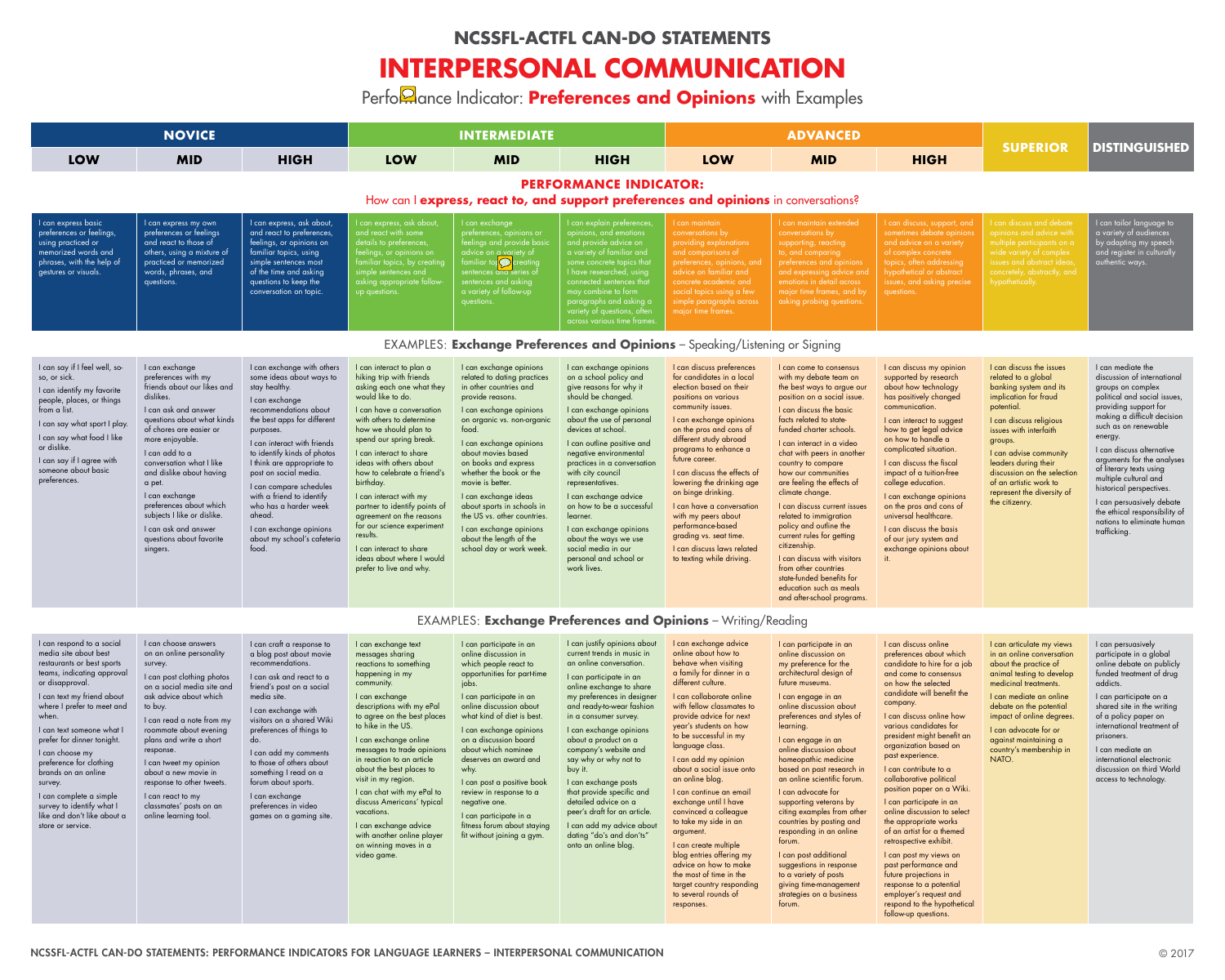## NCSSFL-ACTFL CAN-DO STATEMENTS

# INTERPERSONAL COMMUNICATION

Performance Indicator: **Preferences and Opinions** with Examples

| NOVICE | | | INTERMEDIATE | | | ADVANCED | | | SUPERIOR | DISTINGUISHED |
|---|---|---|---|---|---|---|---|---|---|---|
| **LOW** | **MID** | **HIGH** | **LOW** | **MID** | **HIGH** | **LOW** | **MID** | **HIGH** | | |

**PERFORMANCE INDICATOR:**
How can I **express, react to, and support preferences and opinions** in conversations?

| Novice Low | Novice Mid | Novice High | Intermediate Low | Intermediate Mid | Intermediate High | Advanced Low | Advanced Mid | Advanced High | Superior | Distinguished |
|---|---|---|---|---|---|---|---|---|---|---|
| I can express basic preferences or feelings, using practiced or memorized words and phrases, with the help of gestures or visuals. | I can express my own preferences or feelings and react to those of others, using a mixture of practiced or memorized words, phrases, and questions. | I can express, ask about, and react to preferences, feelings, or opinions on familiar topics, using simple sentences most of the time and asking questions to keep the conversation on topic. | I can express, ask about, and react with some details to preferences, feelings, or opinions on familiar topics, by creating simple sentences and asking appropriate follow-up questions. | I can exchange preferences, opinions or feelings and provide basic advice on a variety of familiar topics, creating sentences and series of sentences and asking a variety of follow-up questions. | I can explain preferences, opinions, and emotions and provide advice on a variety of familiar and some concrete topics that I have researched, using connected sentences that may combine to form paragraphs and asking a variety of questions, often across various time frames. | I can maintain conversations by providing explanations and comparisons of preferences, opinions, and advice on familiar and concrete academic and social topics using a few simple paragraphs across major time frames. | I can maintain extended conversations by supporting, reacting to, and comparing preferences and opinions and expressing advice and emotions in detail across major time frames, and by asking probing questions. | I can discuss, support, and sometimes debate opinions and advice on a variety of complex concrete topics, often addressing hypothetical or abstract issues, and asking precise questions. | I can discuss and debate opinions and advice with multiple participants on a wide variety of complex issues and abstract ideas, concretely, abstractly, and hypothetically. | I can tailor language to a variety of audiences by adapting my speech and register in culturally authentic ways. |

EXAMPLES: **Exchange Preferences and Opinions** – Speaking/Listening or Signing

| Novice Low | Novice Mid | Novice High | Intermediate Low | Intermediate Mid | Intermediate High | Advanced Low | Advanced Mid | Advanced High | Superior | Distinguished |
|---|---|---|---|---|---|---|---|---|---|---|
| I can say if I feel well, so-so, or sick.<br><br>I can identify my favorite people, places, or things from a list.<br><br>I can say what sport I play.<br><br>I can say what food I like or dislike.<br><br>I can say if I agree with someone about basic preferences. | I can exchange preferences with my friends about our likes and dislikes.<br><br>I can ask and answer questions about what kinds of chores are easier or more enjoyable.<br><br>I can add to a conversation what I like and dislike about having a pet.<br><br>I can exchange preferences about which subjects I like or dislike.<br><br>I can ask and answer questions about favorite singers. | I can exchange with others some ideas about ways to stay healthy.<br><br>I can exchange recommendations about the best apps for different purposes.<br><br>I can interact with friends to identify kinds of photos I think are appropriate to post on social media.<br><br>I can compare schedules with a friend to identify who has a harder week ahead.<br><br>I can exchange opinions about my school's cafeteria food. | I can interact to plan a hiking trip with friends asking each one what they would like to do.<br><br>I can have a conversation with others to determine how we should plan to spend our spring break.<br><br>I can interact to share ideas with others about how to celebrate a friend's birthday.<br><br>I can interact with my partner to identify points of agreement on the reasons for our science experiment results.<br><br>I can interact to share ideas about where I would prefer to live and why. | I can exchange opinions related to dating practices in other countries and provide reasons.<br><br>I can exchange opinions on organic vs. non-organic food.<br><br>I can exchange opinions about movies based on books and express whether the book or the movie is better.<br><br>I can exchange ideas about sports in schools in the US vs. other countries.<br><br>I can exchange opinions about the length of the school day or work week. | I can exchange opinions on a school policy and give reasons for why it should be changed.<br><br>I can exchange opinions about the use of personal devices at school.<br><br>I can outline positive and negative environmental practices in a conversation with city council representatives.<br><br>I can exchange advice on how to be a successful learner.<br><br>I can exchange opinions about the ways we use social media in our personal and school or work lives. | I can discuss preferences for candidates in a local election based on their positions on various community issues.<br><br>I can exchange opinions on the pros and cons of different study abroad programs to enhance a future career.<br><br>I can discuss the effects of lowering the drinking age on binge drinking.<br><br>I can have a conversation with my peers about performance-based grading vs. seat time.<br><br>I can discuss laws related to texting while driving. | I can come to consensus with my debate team on the best ways to argue our position on a social issue.<br><br>I can discuss the basic facts related to state-funded charter schools.<br><br>I can interact in a video chat with peers in another country to compare how our communities are feeling the effects of climate change.<br><br>I can discuss current issues related to immigration policy and outline the current rules for getting citizenship.<br><br>I can discuss with visitors from other countries state-funded benefits for education such as meals and after-school programs. | I can discuss my opinion supported by research about how technology has positively changed communication.<br><br>I can interact to suggest how to get legal advice on how to handle a complicated situation.<br><br>I can discuss the fiscal impact of a tuition-free college education.<br><br>I can exchange opinions on the pros and cons of universal healthcare.<br><br>I can discuss the basis of our jury system and exchange opinions about it. | I can discuss the issues related to a global banking system and its implication for fraud potential.<br><br>I can discuss religious issues with interfaith groups.<br><br>I can advise community leaders during their discussion on the selection of an artistic work to represent the diversity of the citizenry. | I can mediate the discussion of international groups on complex political and social issues, providing support for making a difficult decision such as on renewable energy.<br><br>I can discuss alternative arguments for the analyses of literary texts using multiple cultural and historical perspectives.<br><br>I can persuasively debate the ethical responsibility of nations to eliminate human trafficking. |

EXAMPLES: **Exchange Preferences and Opinions** – Writing/Reading

| Novice Low | Novice Mid | Novice High | Intermediate Low | Intermediate Mid | Intermediate High | Advanced Low | Advanced Mid | Advanced High | Superior | Distinguished |
|---|---|---|---|---|---|---|---|---|---|---|
| I can respond to a social media site about best restaurants or best sports teams, indicating approval or disapproval.<br><br>I can text my friend about where I prefer to meet and when.<br><br>I can text someone what I prefer for dinner tonight.<br><br>I can choose my preference for clothing brands on an online survey.<br><br>I can complete a simple survey to identify what I like and don't like about a store or service. | I can choose answers on an online personality survey.<br><br>I can post clothing photos on a social media site and ask advice about which to buy.<br><br>I can read a note from my roommate about evening plans and write a short response.<br><br>I can tweet my opinion about a new movie in response to other tweets.<br><br>I can react to my classmates' posts on an online learning tool. | I can craft a response to a blog post about movie recommendations.<br><br>I can ask and react to a friend's post on a social media site.<br><br>I can exchange with visitors on a shared Wiki preferences of things to do.<br><br>I can add my comments to those of others about something I read on a forum about sports.<br><br>I can exchange preferences in video games on a gaming site. | I can exchange text messages sharing reactions to something happening in my community.<br><br>I can exchange descriptions with my ePal to agree on the best places to hike in the US.<br><br>I can exchange online messages to trade opinions in reaction to an article about the best places to visit in my region.<br><br>I can chat with my ePal to discuss Americans' typical vacations.<br><br>I can exchange advice with another online player on winning moves in a video game. | I can participate in an online discussion in which people react to opportunities for part-time jobs.<br><br>I can participate in an online discussion about what kind of diet is best.<br><br>I can exchange opinions on a discussion board about which nominee deserves an award and why.<br><br>I can post a positive book review in response to a negative one.<br><br>I can participate in a fitness forum about staying fit without joining a gym. | I can justify opinions about current trends in music in an online conversation.<br><br>I can participate in an online exchange to share my preferences in designer and ready-to-wear fashion in a consumer survey.<br><br>I can exchange opinions about a product on a company's website and say why or why not to buy it.<br><br>I can exchange posts that provide specific and detailed advice on a peer's draft for an article.<br><br>I can add my advice about dating "do's and don'ts" onto an online blog. | I can exchange advice online about how to behave when visiting a family for dinner in a different culture.<br><br>I can collaborate online with fellow classmates to provide advice for next year's students on how to be successful in my language class.<br><br>I can add my opinion about a social issue onto an online blog.<br><br>I can continue an email exchange until I have convinced a colleague to take my side in an argument.<br><br>I can create multiple blog entries offering my advice on how to make the most of time in the target country responding to several rounds of responses. | I can participate in an online discussion on my preference for the architectural design of future museums.<br><br>I can engage in an online discussion about preferences and styles of learning.<br><br>I can engage in an online discussion about homeopathic medicine based on past research in an online scientific forum.<br><br>I can advocate for supporting veterans by citing examples from other countries by posting and responding in an online forum.<br><br>I can post additional suggestions in response to a variety of posts giving time-management strategies on a business forum. | I can discuss online preferences about which candidate to hire for a job and come to consensus on how the selected candidate will benefit the company.<br><br>I can discuss online how various candidates for president might benefit an organization based on past experience.<br><br>I can contribute to a collaborative political position paper on a Wiki.<br><br>I can participate in an online discussion to select the appropriate works of an artist for a themed retrospective exhibit.<br><br>I can post my views on past performance and future projections in response to a potential employer's request and respond to the hypothetical follow-up questions. | I can articulate my views in an online conversation about the practice of animal testing to develop medicinal treatments.<br><br>I can mediate an online debate on the potential impact of online degrees.<br><br>I can advocate for or against maintaining a country's membership in NATO. | I can persuasively participate in a global online debate on publicly funded treatment of drug addicts.<br><br>I can participate on a shared site in the writing of a policy paper on international treatment of prisoners.<br><br>I can mediate an international electronic discussion on third World access to technology. |